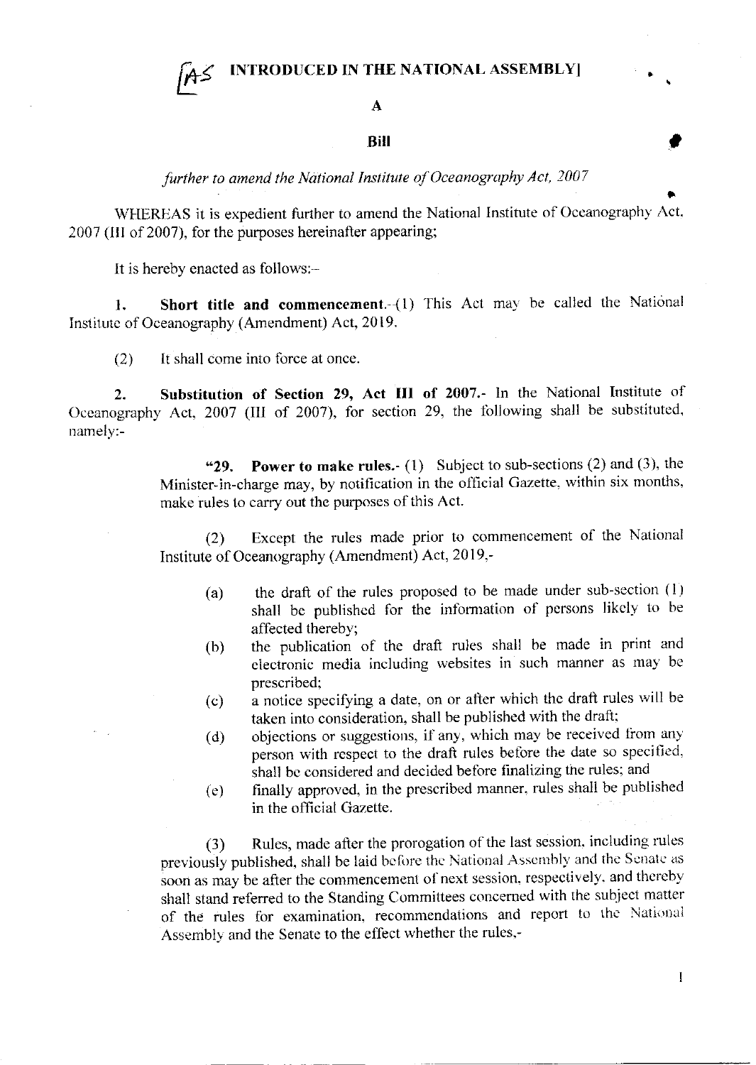[AS INTRODUCED IN THE NATIONAL ASSEMBLY]

# A

# Bill

*further to amend the National Institute of Oceanography Act, 2007*

WHEREAS it is expedient further to amend the National Institute of Oceanography Act, 2007 (III of 2007), for the purposes hereinafter appearing;

It is hereby enacted as follows:–

**1. Short title and commencement.**–(1) This Act may be called the National Institute of Oceanography (Amendment) Act, 2019.

(2) It shall come into force at once.

**2. Substitution of Section 29, Act III of 2007.**- In the National Institute of Oceanography Act, 2007 (III of 2007), for section 29, the following shall be substituted, namely:-

> "**29. Power to make rules.**- (1) Subject to sub-sections (2) and (3), the Minister-in-charge may, by notification in the official Gazette, within six months, make rules to carry out the purposes of this Act.
>
> (2) Except the rules made prior to commencement of the National Institute of Oceanography (Amendment) Act, 2019,-
>
> (a) the draft of the rules proposed to be made under sub-section (1) shall be published for the information of persons likely to be affected thereby;
>
> (b) the publication of the draft rules shall be made in print and electronic media including websites in such manner as may be prescribed;
>
> (c) a notice specifying a date, on or after which the draft rules will be taken into consideration, shall be published with the draft;
>
> (d) objections or suggestions, if any, which may be received from any person with respect to the draft rules before the date so specified, shall be considered and decided before finalizing the rules; and
>
> (e) finally approved, in the prescribed manner, rules shall be published in the official Gazette.
>
> (3) Rules, made after the prorogation of the last session, including rules previously published, shall be laid before the National Assembly and the Senate as soon as may be after the commencement of next session, respectively, and thereby shall stand referred to the Standing Committees concerned with the subject matter of the rules for examination, recommendations and report to the National Assembly and the Senate to the effect whether the rules,-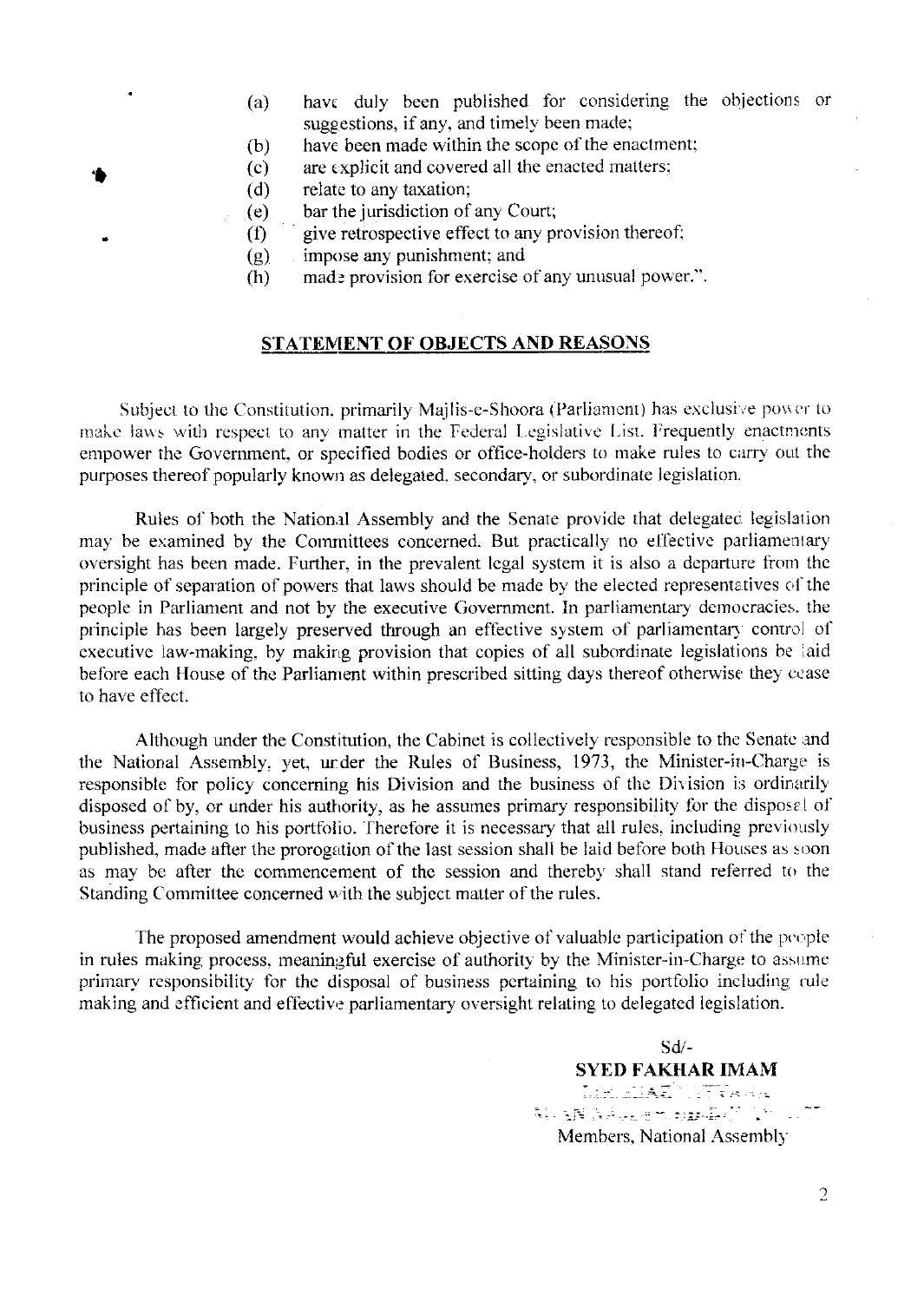(a) have duly been published for considering the objections or suggestions, if any, and timely been made;

(b) have been made within the scope of the enactment;

(c) are explicit and covered all the enacted matters;

(d) relate to any taxation;

(e) bar the jurisdiction of any Court;

(f) give retrospective effect to any provision thereof;

(g) impose any punishment; and

(h) made provision for exercise of any unusual power.".

## STATEMENT OF OBJECTS AND REASONS

Subject to the Constitution, primarily Majlis-e-Shoora (Parliament) has exclusive power to make laws with respect to any matter in the Federal Legislative List. Frequently enactments empower the Government, or specified bodies or office-holders to make rules to carry out the purposes thereof popularly known as delegated, secondary, or subordinate legislation.

Rules of both the National Assembly and the Senate provide that delegated legislation may be examined by the Committees concerned. But practically no effective parliamentary oversight has been made. Further, in the prevalent legal system it is also a departure from the principle of separation of powers that laws should be made by the elected representatives of the people in Parliament and not by the executive Government. In parliamentary democracies, the principle has been largely preserved through an effective system of parliamentary control of executive law-making, by making provision that copies of all subordinate legislations be laid before each House of the Parliament within prescribed sitting days thereof otherwise they cease to have effect.

Although under the Constitution, the Cabinet is collectively responsible to the Senate and the National Assembly, yet, under the Rules of Business, 1973, the Minister-in-Charge is responsible for policy concerning his Division and the business of the Division is ordinarily disposed of by, or under his authority, as he assumes primary responsibility for the disposal of business pertaining to his portfolio. Therefore it is necessary that all rules, including previously published, made after the prorogation of the last session shall be laid before both Houses as soon as may be after the commencement of the session and thereby shall stand referred to the Standing Committee concerned with the subject matter of the rules.

The proposed amendment would achieve objective of valuable participation of the people in rules making process, meaningful exercise of authority by the Minister-in-Charge to assume primary responsibility for the disposal of business pertaining to his portfolio including rule making and efficient and effective parliamentary oversight relating to delegated legislation.

Sd/-

**SYED FAKHAR IMAM**

Members, National Assembly